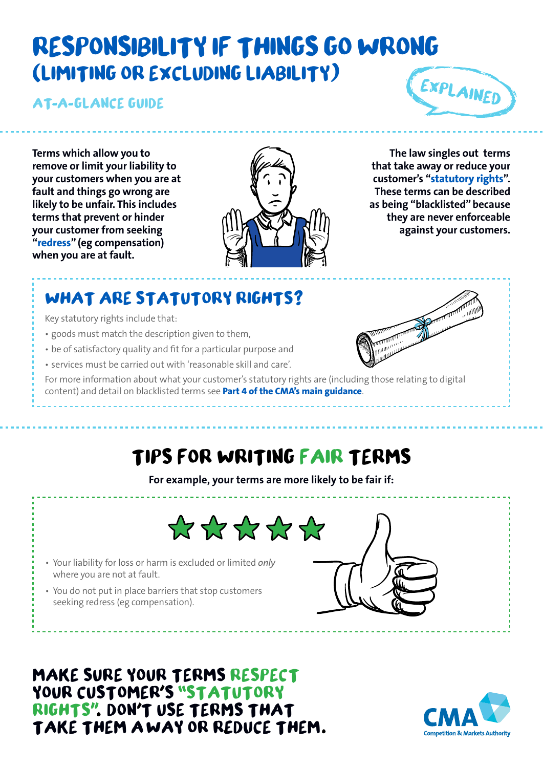# RESPONSIBILITY IF THINGS GO WRONG
## (LIMITING OR EXCLUDING LIABILITY)

### AT-A-GLANCE GUIDE

EXPLAINED

**Terms which allow you to remove or limit your liability to your customers when you are at fault and things go wrong are likely to be unfair. This includes terms that prevent or hinder your customer from seeking "redress" (eg compensation) when you are at fault.**

**The law singles out terms that take away or reduce your customer's "statutory rights". These terms can be described as being "blacklisted" because they are never enforceable against your customers.**

## WHAT ARE STATUTORY RIGHTS?

Key statutory rights include that:

- goods must match the description given to them,
- be of satisfactory quality and fit for a particular purpose and
- services must be carried out with 'reasonable skill and care'.

For more information about what your customer's statutory rights are (including those relating to digital content) and detail on blacklisted terms see **Part 4 of the CMA's main guidance**.

## TIPS FOR WRITING FAIR TERMS

**For example, your terms are more likely to be fair if:**

- Your liability for loss or harm is excluded or limited *only* where you are not at fault.
- You do not put in place barriers that stop customers seeking redress (eg compensation).

**MAKE SURE YOUR TERMS RESPECT YOUR CUSTOMER'S "STATUTORY RIGHTS". DON'T USE TERMS THAT TAKE THEM AWAY OR REDUCE THEM.**

CMA
Competition & Markets Authority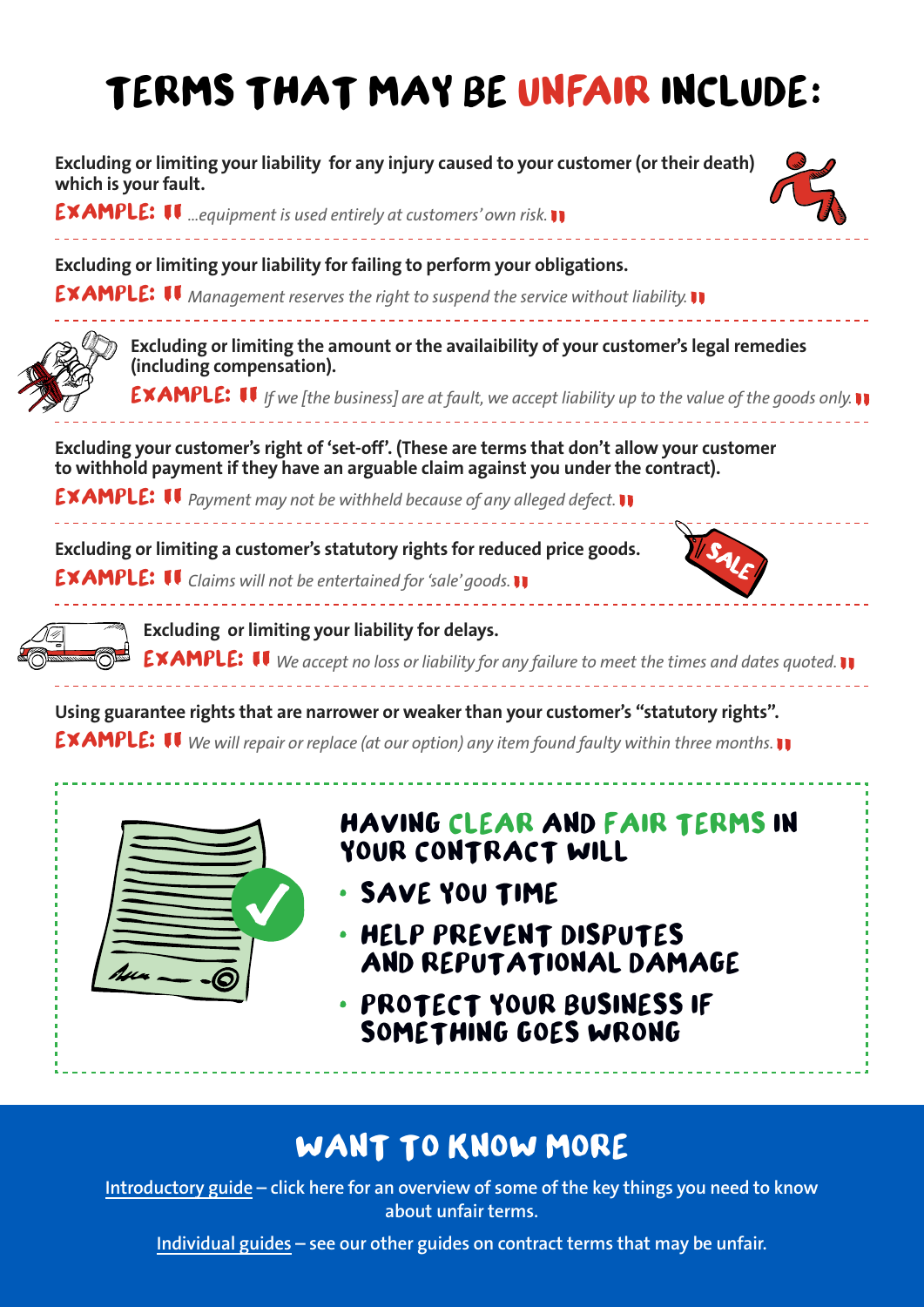# TERMS THAT MAY BE UNFAIR INCLUDE:

**Excluding or limiting your liability for any injury caused to your customer (or their death) which is your fault.**

**EXAMPLE:** *"...equipment is used entirely at customers' own risk."*

**Excluding or limiting your liability for failing to perform your obligations.**

**EXAMPLE:** *"Management reserves the right to suspend the service without liability."*

**Excluding or limiting the amount or the availaibility of your customer's legal remedies (including compensation).**

**EXAMPLE:** *"If we [the business] are at fault, we accept liability up to the value of the goods only."*

**Excluding your customer's right of 'set-off'. (These are terms that don't allow your customer to withhold payment if they have an arguable claim against you under the contract).**

**EXAMPLE:** *"Payment may not be withheld because of any alleged defect."*

**Excluding or limiting a customer's statutory rights for reduced price goods.**

**EXAMPLE:** *"Claims will not be entertained for 'sale' goods."*

**Excluding or limiting your liability for delays.**

**EXAMPLE:** *"We accept no loss or liability for any failure to meet the times and dates quoted."*

**Using guarantee rights that are narrower or weaker than your customer's "statutory rights".**

**EXAMPLE:** *"We will repair or replace (at our option) any item found faulty within three months."*

## HAVING CLEAR AND FAIR TERMS IN YOUR CONTRACT WILL

- SAVE YOU TIME
- HELP PREVENT DISPUTES AND REPUTATIONAL DAMAGE
- PROTECT YOUR BUSINESS IF SOMETHING GOES WRONG

## WANT TO KNOW MORE

**Introductory guide – click here for an overview of some of the key things you need to know about unfair terms.**

**Individual guides – see our other guides on contract terms that may be unfair.**